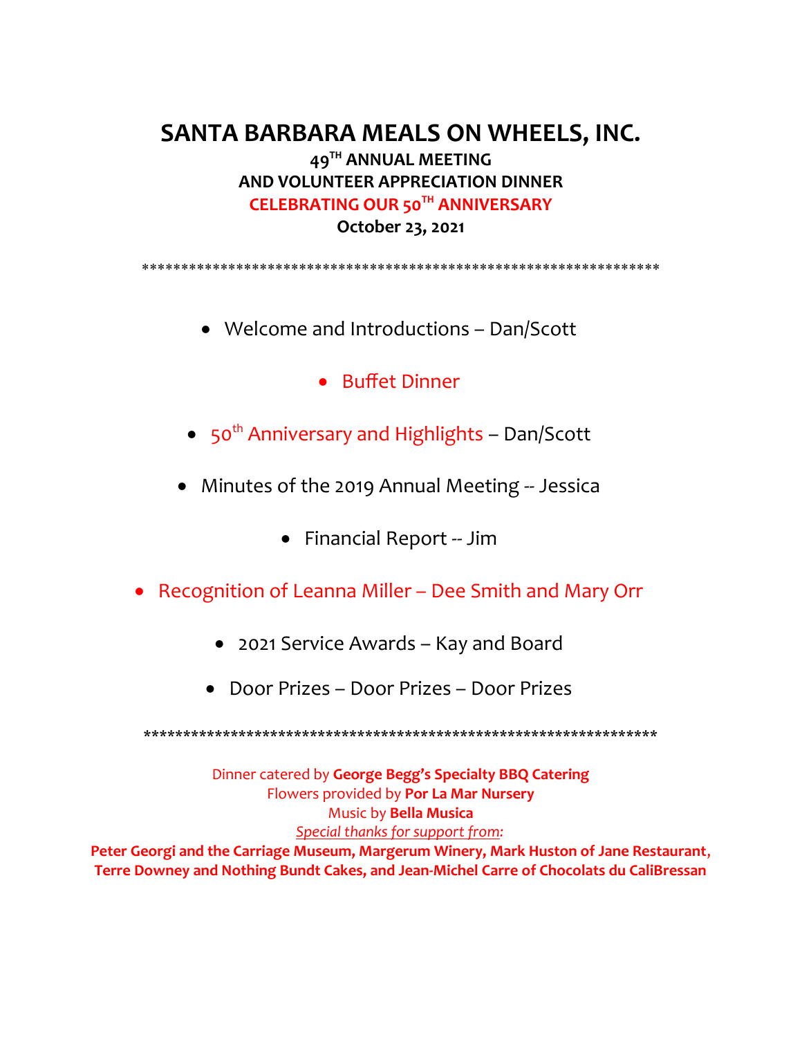# SANTA BARBARA MEALS ON WHEELS, INC.

**49TH ANNUAL MEETING**
**AND VOLUNTEER APPRECIATION DINNER**
**CELEBRATING OUR 50TH ANNIVERSARY**
**October 23, 2021**

*****************************************************************

- Welcome and Introductions – Dan/Scott
- Buffet Dinner
- 50th Anniversary and Highlights – Dan/Scott
- Minutes of the 2019 Annual Meeting -- Jessica
- Financial Report -- Jim
- Recognition of Leanna Miller – Dee Smith and Mary Orr
- 2021 Service Awards – Kay and Board
- Door Prizes – Door Prizes – Door Prizes

*****************************************************************

Dinner catered by **George Begg's Specialty BBQ Catering**
Flowers provided by **Por La Mar Nursery**
Music by **Bella Musica**
*Special thanks for support from:*
**Peter Georgi and the Carriage Museum, Margerum Winery, Mark Huston of Jane Restaurant, Terre Downey and Nothing Bundt Cakes, and Jean-Michel Carre of Chocolats du CaliBressan**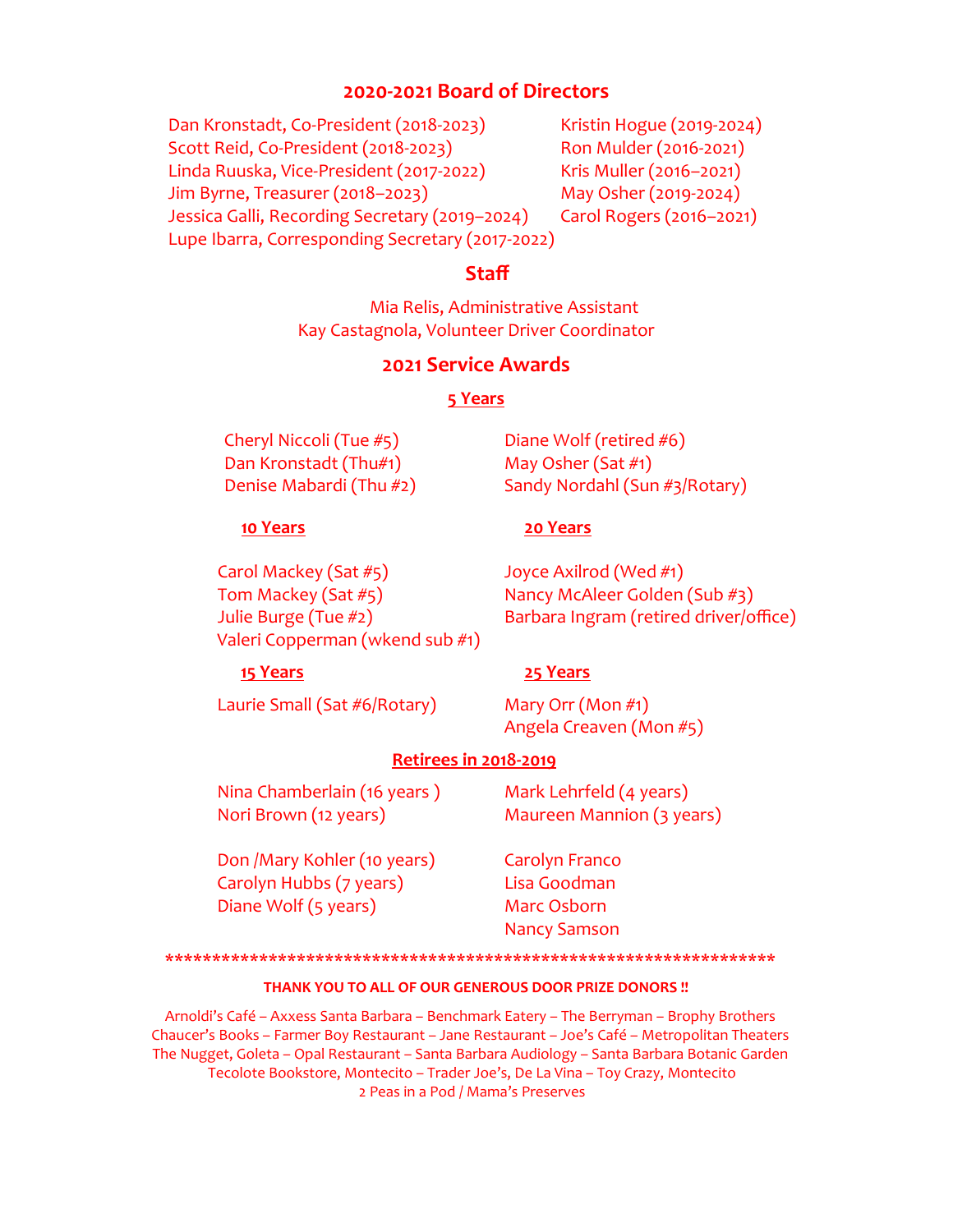## 2020-2021 Board of Directors

Dan Kronstadt, Co-President (2018-2023)
Scott Reid, Co-President (2018-2023)
Linda Ruuska, Vice-President (2017-2022)
Jim Byrne, Treasurer (2018–2023)
Jessica Galli, Recording Secretary (2019–2024)
Lupe Ibarra, Corresponding Secretary (2017-2022)
Kristin Hogue (2019-2024)
Ron Mulder (2016-2021)
Kris Muller (2016–2021)
May Osher (2019-2024)
Carol Rogers (2016–2021)

## Staff

Mia Relis, Administrative Assistant
Kay Castagnola, Volunteer Driver Coordinator

## 2021 Service Awards

### 5 Years

Cheryl Niccoli (Tue #5)
Dan Kronstadt (Thu#1)
Denise Mabardi (Thu #2)
Diane Wolf (retired #6)
May Osher (Sat #1)
Sandy Nordahl (Sun #3/Rotary)

### 10 Years

Carol Mackey (Sat #5)
Tom Mackey (Sat #5)
Julie Burge (Tue #2)
Valeri Copperman (wkend sub #1)

### 20 Years

Joyce Axilrod (Wed #1)
Nancy McAleer Golden (Sub #3)
Barbara Ingram (retired driver/office)

### 15 Years

Laurie Small (Sat #6/Rotary)

### 25 Years

Mary Orr (Mon #1)
Angela Creaven (Mon #5)

### Retirees in 2018-2019

Nina Chamberlain (16 years )
Nori Brown (12 years)
Mark Lehrfeld (4 years)
Maureen Mannion (3 years)

Don /Mary Kohler (10 years)
Carolyn Hubbs (7 years)
Diane Wolf (5 years)
Carolyn Franco
Lisa Goodman
Marc Osborn
Nancy Samson

******************************************************************

**THANK YOU TO ALL OF OUR GENEROUS DOOR PRIZE DONORS !!**

Arnoldi's Café – Axxess Santa Barbara – Benchmark Eatery – The Berryman – Brophy Brothers
Chaucer's Books – Farmer Boy Restaurant – Jane Restaurant – Joe's Café – Metropolitan Theaters
The Nugget, Goleta – Opal Restaurant – Santa Barbara Audiology – Santa Barbara Botanic Garden
Tecolote Bookstore, Montecito – Trader Joe's, De La Vina – Toy Crazy, Montecito
2 Peas in a Pod / Mama's Preserves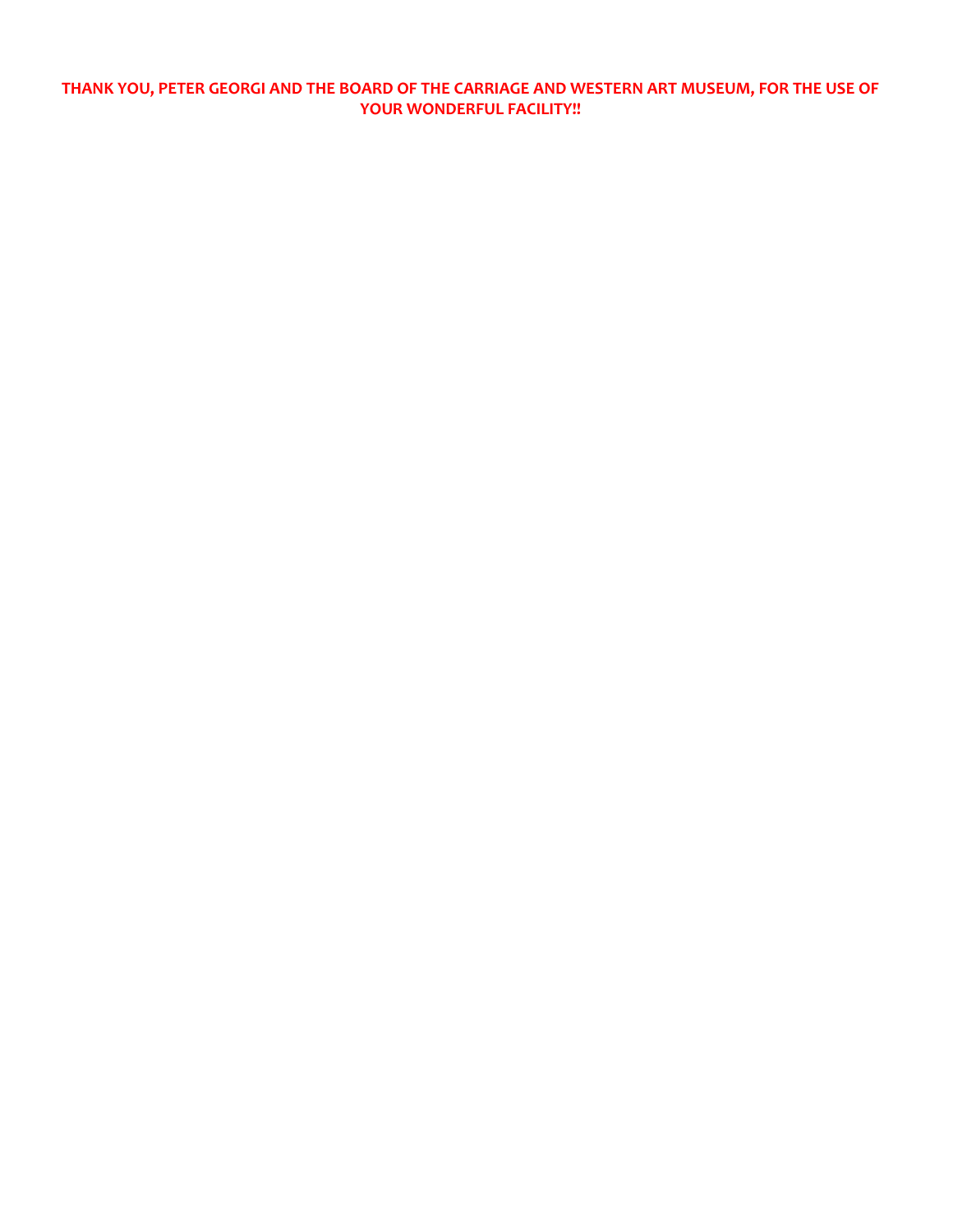**THANK YOU, PETER GEORGI AND THE BOARD OF THE CARRIAGE AND WESTERN ART MUSEUM, FOR THE USE OF YOUR WONDERFUL FACILITY!!**